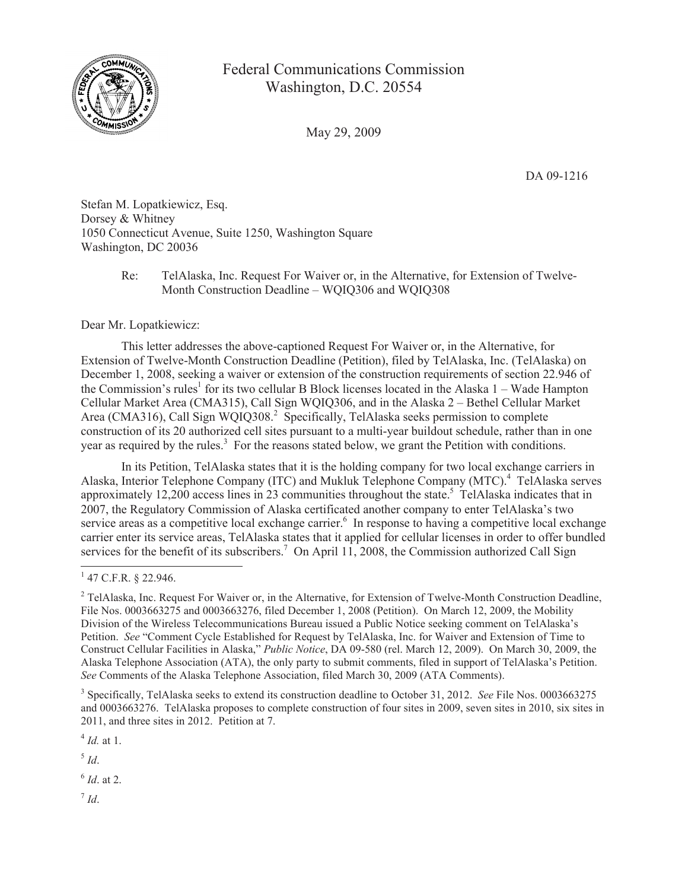Federal Communications Commission
Washington, D.C. 20554

May 29, 2009

DA 09-1216

Stefan M. Lopatkiewicz, Esq.
Dorsey & Whitney
1050 Connecticut Avenue, Suite 1250, Washington Square
Washington, DC 20036

Re: TelAlaska, Inc. Request For Waiver or, in the Alternative, for Extension of Twelve-Month Construction Deadline – WQIQ306 and WQIQ308

Dear Mr. Lopatkiewicz:

This letter addresses the above-captioned Request For Waiver or, in the Alternative, for Extension of Twelve-Month Construction Deadline (Petition), filed by TelAlaska, Inc. (TelAlaska) on December 1, 2008, seeking a waiver or extension of the construction requirements of section 22.946 of the Commission's rules[1] for its two cellular B Block licenses located in the Alaska 1 – Wade Hampton Cellular Market Area (CMA315), Call Sign WQIQ306, and in the Alaska 2 – Bethel Cellular Market Area (CMA316), Call Sign WQIQ308.[2] Specifically, TelAlaska seeks permission to complete construction of its 20 authorized cell sites pursuant to a multi-year buildout schedule, rather than in one year as required by the rules.[3] For the reasons stated below, we grant the Petition with conditions.

In its Petition, TelAlaska states that it is the holding company for two local exchange carriers in Alaska, Interior Telephone Company (ITC) and Mukluk Telephone Company (MTC).[4] TelAlaska serves approximately 12,200 access lines in 23 communities throughout the state.[5] TelAlaska indicates that in 2007, the Regulatory Commission of Alaska certificated another company to enter TelAlaska's two service areas as a competitive local exchange carrier.[6] In response to having a competitive local exchange carrier enter its service areas, TelAlaska states that it applied for cellular licenses in order to offer bundled services for the benefit of its subscribers.[7] On April 11, 2008, the Commission authorized Call Sign

---

[1] 47 C.F.R. § 22.946.

[2] TelAlaska, Inc. Request For Waiver or, in the Alternative, for Extension of Twelve-Month Construction Deadline, File Nos. 0003663275 and 0003663276, filed December 1, 2008 (Petition). On March 12, 2009, the Mobility Division of the Wireless Telecommunications Bureau issued a Public Notice seeking comment on TelAlaska's Petition. *See* "Comment Cycle Established for Request by TelAlaska, Inc. for Waiver and Extension of Time to Construct Cellular Facilities in Alaska," *Public Notice*, DA 09-580 (rel. March 12, 2009). On March 30, 2009, the Alaska Telephone Association (ATA), the only party to submit comments, filed in support of TelAlaska's Petition. *See* Comments of the Alaska Telephone Association, filed March 30, 2009 (ATA Comments).

[3] Specifically, TelAlaska seeks to extend its construction deadline to October 31, 2012. *See* File Nos. 0003663275 and 0003663276. TelAlaska proposes to complete construction of four sites in 2009, seven sites in 2010, six sites in 2011, and three sites in 2012. Petition at 7.

[4] *Id.* at 1.

[5] *Id*.

[6] *Id*. at 2.

[7] *Id*.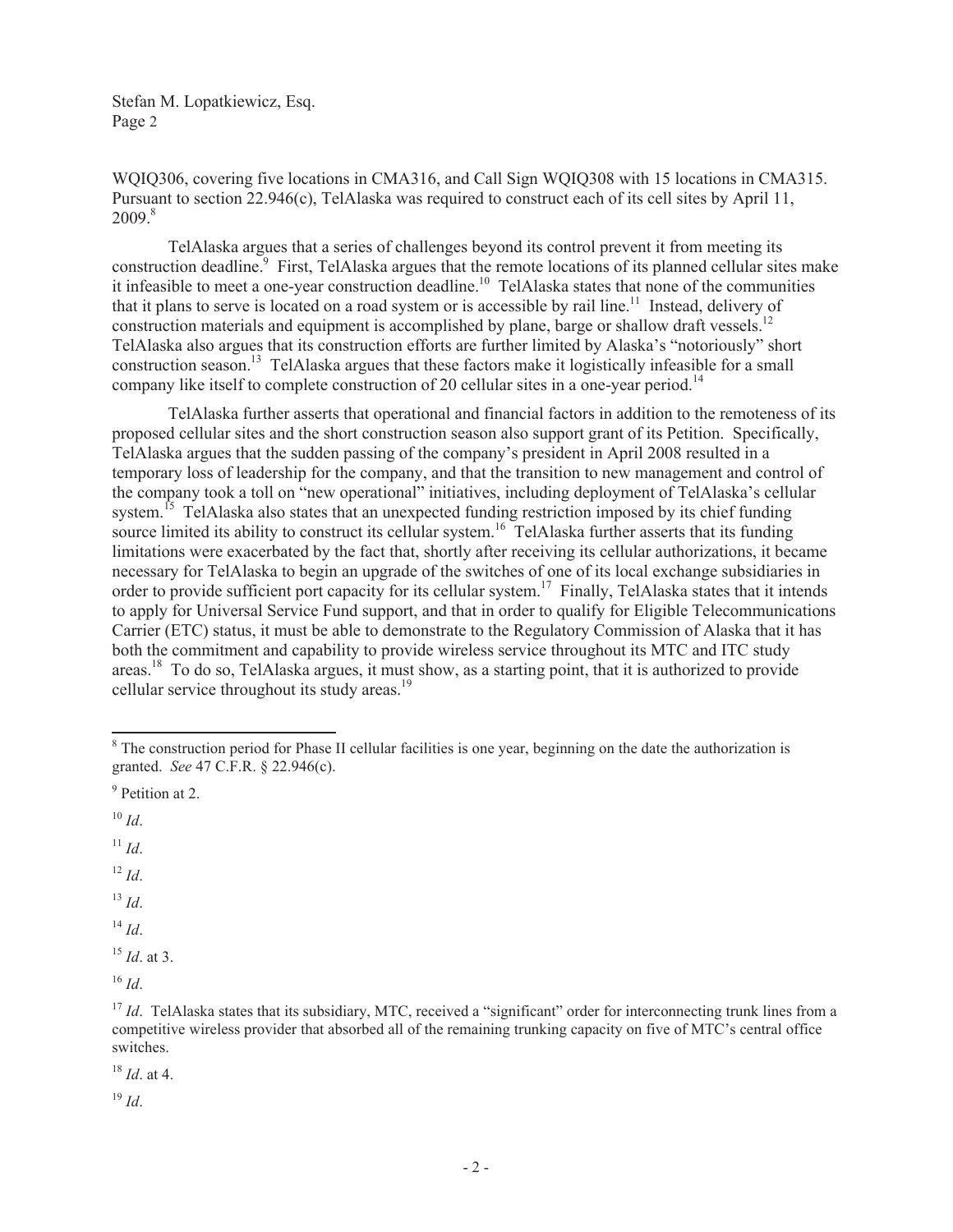WQIQ306, covering five locations in CMA316, and Call Sign WQIQ308 with 15 locations in CMA315. Pursuant to section 22.946(c), TelAlaska was required to construct each of its cell sites by April 11, 2009.[8]

TelAlaska argues that a series of challenges beyond its control prevent it from meeting its construction deadline.[9] First, TelAlaska argues that the remote locations of its planned cellular sites make it infeasible to meet a one-year construction deadline.[10] TelAlaska states that none of the communities that it plans to serve is located on a road system or is accessible by rail line.[11] Instead, delivery of construction materials and equipment is accomplished by plane, barge or shallow draft vessels.[12] TelAlaska also argues that its construction efforts are further limited by Alaska's "notoriously" short construction season.[13] TelAlaska argues that these factors make it logistically infeasible for a small company like itself to complete construction of 20 cellular sites in a one-year period.[14]

TelAlaska further asserts that operational and financial factors in addition to the remoteness of its proposed cellular sites and the short construction season also support grant of its Petition. Specifically, TelAlaska argues that the sudden passing of the company's president in April 2008 resulted in a temporary loss of leadership for the company, and that the transition to new management and control of the company took a toll on "new operational" initiatives, including deployment of TelAlaska's cellular system.[15] TelAlaska also states that an unexpected funding restriction imposed by its chief funding source limited its ability to construct its cellular system.[16] TelAlaska further asserts that its funding limitations were exacerbated by the fact that, shortly after receiving its cellular authorizations, it became necessary for TelAlaska to begin an upgrade of the switches of one of its local exchange subsidiaries in order to provide sufficient port capacity for its cellular system.[17] Finally, TelAlaska states that it intends to apply for Universal Service Fund support, and that in order to qualify for Eligible Telecommunications Carrier (ETC) status, it must be able to demonstrate to the Regulatory Commission of Alaska that it has both the commitment and capability to provide wireless service throughout its MTC and ITC study areas.[18] To do so, TelAlaska argues, it must show, as a starting point, that it is authorized to provide cellular service throughout its study areas.[19]

---

[8] The construction period for Phase II cellular facilities is one year, beginning on the date the authorization is granted. *See* 47 C.F.R. § 22.946(c).

[9] Petition at 2.

[10] *Id*.

[11] *Id*.

[12] *Id*.

[13] *Id*.

[14] *Id*.

[15] *Id*. at 3.

[16] *Id*.

[17] *Id*. TelAlaska states that its subsidiary, MTC, received a "significant" order for interconnecting trunk lines from a competitive wireless provider that absorbed all of the remaining trunking capacity on five of MTC's central office switches.

[18] *Id*. at 4.

[19] *Id*.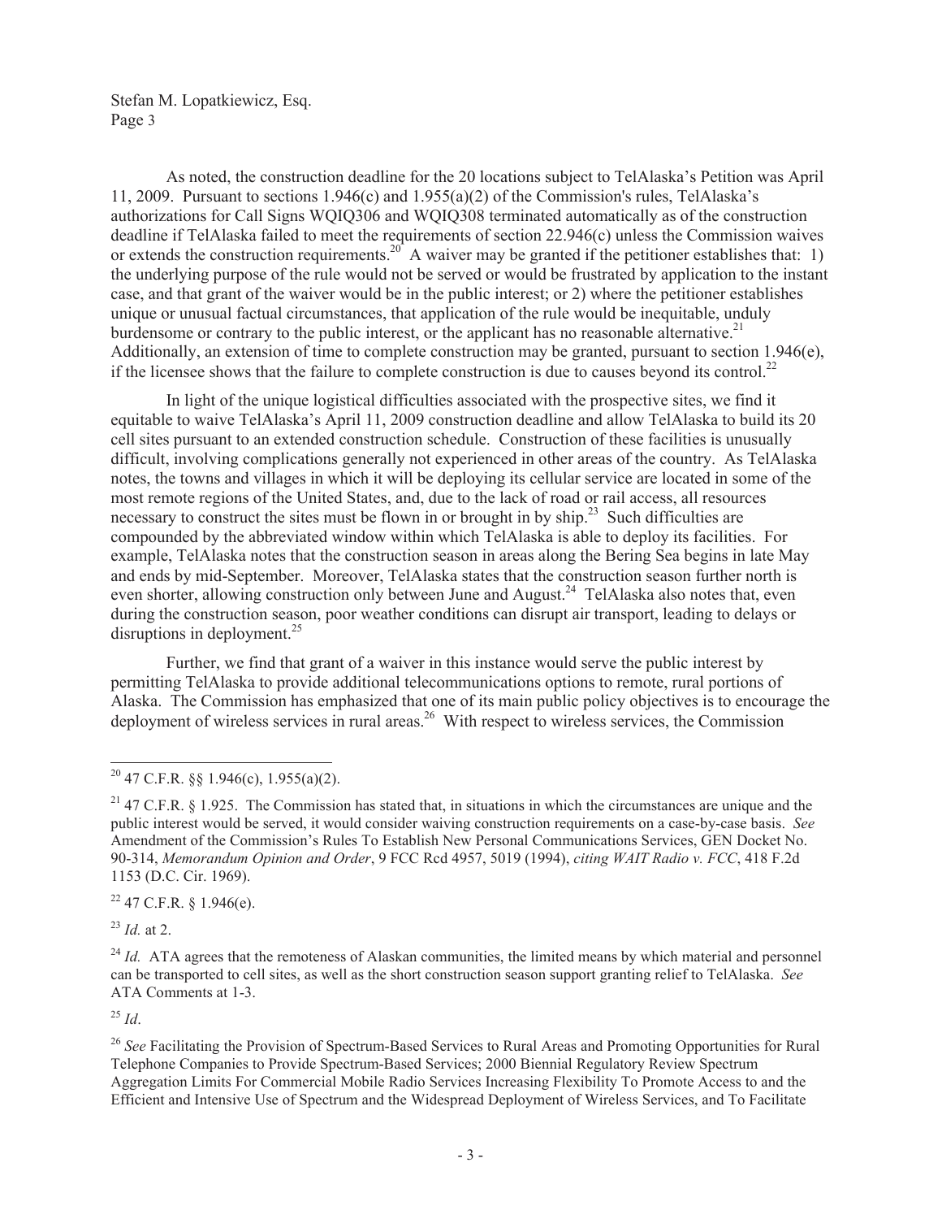As noted, the construction deadline for the 20 locations subject to TelAlaska's Petition was April 11, 2009. Pursuant to sections 1.946(c) and 1.955(a)(2) of the Commission's rules, TelAlaska's authorizations for Call Signs WQIQ306 and WQIQ308 terminated automatically as of the construction deadline if TelAlaska failed to meet the requirements of section 22.946(c) unless the Commission waives or extends the construction requirements.[20] A waiver may be granted if the petitioner establishes that: 1) the underlying purpose of the rule would not be served or would be frustrated by application to the instant case, and that grant of the waiver would be in the public interest; or 2) where the petitioner establishes unique or unusual factual circumstances, that application of the rule would be inequitable, unduly burdensome or contrary to the public interest, or the applicant has no reasonable alternative.[21] Additionally, an extension of time to complete construction may be granted, pursuant to section 1.946(e), if the licensee shows that the failure to complete construction is due to causes beyond its control.[22]

In light of the unique logistical difficulties associated with the prospective sites, we find it equitable to waive TelAlaska's April 11, 2009 construction deadline and allow TelAlaska to build its 20 cell sites pursuant to an extended construction schedule. Construction of these facilities is unusually difficult, involving complications generally not experienced in other areas of the country. As TelAlaska notes, the towns and villages in which it will be deploying its cellular service are located in some of the most remote regions of the United States, and, due to the lack of road or rail access, all resources necessary to construct the sites must be flown in or brought in by ship.[23] Such difficulties are compounded by the abbreviated window within which TelAlaska is able to deploy its facilities. For example, TelAlaska notes that the construction season in areas along the Bering Sea begins in late May and ends by mid-September. Moreover, TelAlaska states that the construction season further north is even shorter, allowing construction only between June and August.[24] TelAlaska also notes that, even during the construction season, poor weather conditions can disrupt air transport, leading to delays or disruptions in deployment.[25]

Further, we find that grant of a waiver in this instance would serve the public interest by permitting TelAlaska to provide additional telecommunications options to remote, rural portions of Alaska. The Commission has emphasized that one of its main public policy objectives is to encourage the deployment of wireless services in rural areas.[26] With respect to wireless services, the Commission

---

[20] 47 C.F.R. §§ 1.946(c), 1.955(a)(2).

[21] 47 C.F.R. § 1.925. The Commission has stated that, in situations in which the circumstances are unique and the public interest would be served, it would consider waiving construction requirements on a case-by-case basis. *See* Amendment of the Commission's Rules To Establish New Personal Communications Services, GEN Docket No. 90-314, *Memorandum Opinion and Order*, 9 FCC Rcd 4957, 5019 (1994), *citing WAIT Radio v. FCC*, 418 F.2d 1153 (D.C. Cir. 1969).

[22] 47 C.F.R. § 1.946(e).

[23] *Id.* at 2.

[24] *Id.* ATA agrees that the remoteness of Alaskan communities, the limited means by which material and personnel can be transported to cell sites, as well as the short construction season support granting relief to TelAlaska. *See* ATA Comments at 1-3.

[25] *Id*.

[26] *See* Facilitating the Provision of Spectrum-Based Services to Rural Areas and Promoting Opportunities for Rural Telephone Companies to Provide Spectrum-Based Services; 2000 Biennial Regulatory Review Spectrum Aggregation Limits For Commercial Mobile Radio Services Increasing Flexibility To Promote Access to and the Efficient and Intensive Use of Spectrum and the Widespread Deployment of Wireless Services, and To Facilitate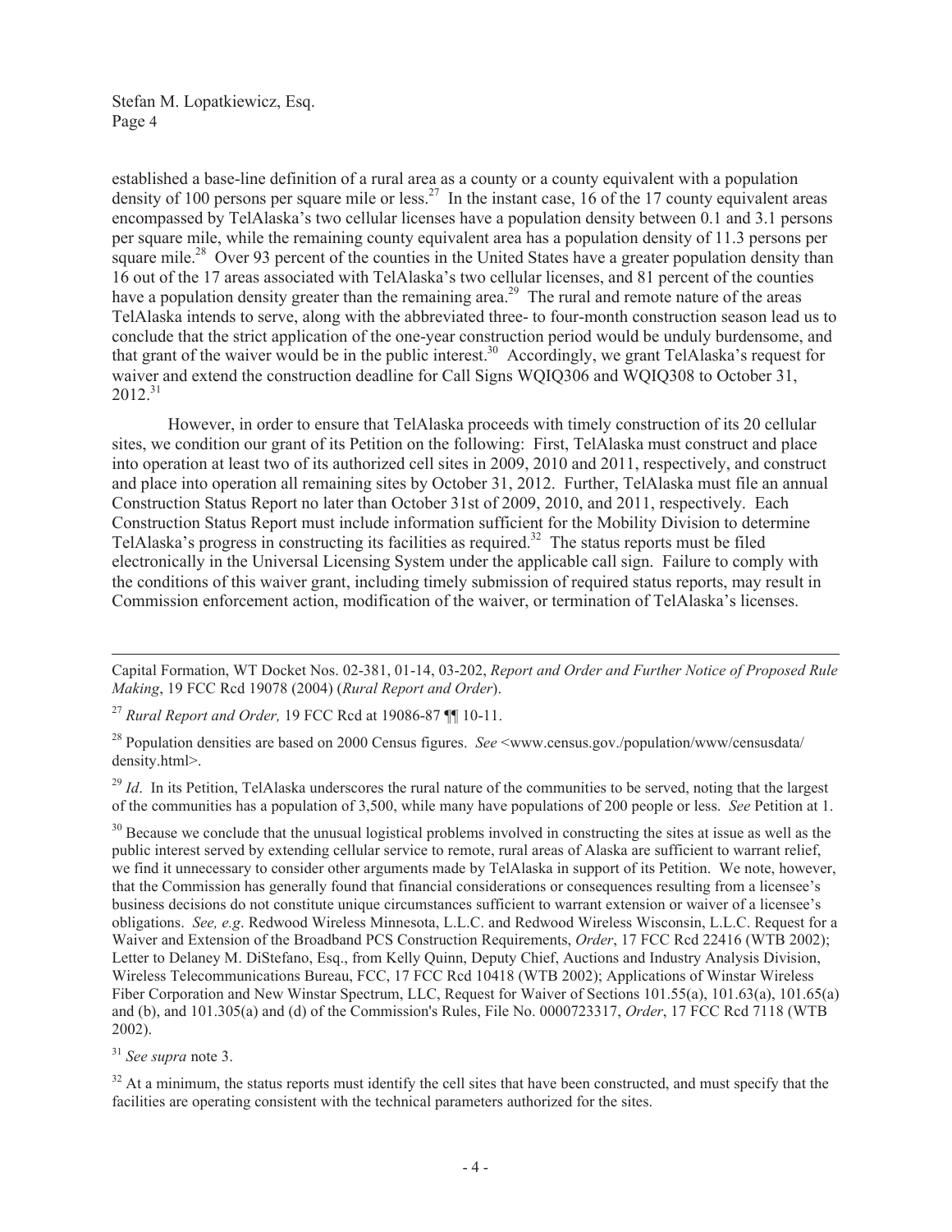established a base-line definition of a rural area as a county or a county equivalent with a population density of 100 persons per square mile or less.[27] In the instant case, 16 of the 17 county equivalent areas encompassed by TelAlaska's two cellular licenses have a population density between 0.1 and 3.1 persons per square mile, while the remaining county equivalent area has a population density of 11.3 persons per square mile.[28] Over 93 percent of the counties in the United States have a greater population density than 16 out of the 17 areas associated with TelAlaska's two cellular licenses, and 81 percent of the counties have a population density greater than the remaining area.[29] The rural and remote nature of the areas TelAlaska intends to serve, along with the abbreviated three- to four-month construction season lead us to conclude that the strict application of the one-year construction period would be unduly burdensome, and that grant of the waiver would be in the public interest.[30] Accordingly, we grant TelAlaska's request for waiver and extend the construction deadline for Call Signs WQIQ306 and WQIQ308 to October 31, 2012.[31]

However, in order to ensure that TelAlaska proceeds with timely construction of its 20 cellular sites, we condition our grant of its Petition on the following: First, TelAlaska must construct and place into operation at least two of its authorized cell sites in 2009, 2010 and 2011, respectively, and construct and place into operation all remaining sites by October 31, 2012. Further, TelAlaska must file an annual Construction Status Report no later than October 31st of 2009, 2010, and 2011, respectively. Each Construction Status Report must include information sufficient for the Mobility Division to determine TelAlaska's progress in constructing its facilities as required.[32] The status reports must be filed electronically in the Universal Licensing System under the applicable call sign. Failure to comply with the conditions of this waiver grant, including timely submission of required status reports, may result in Commission enforcement action, modification of the waiver, or termination of TelAlaska's licenses.

---

Capital Formation, WT Docket Nos. 02-381, 01-14, 03-202, *Report and Order and Further Notice of Proposed Rule Making*, 19 FCC Rcd 19078 (2004) (*Rural Report and Order*).

[27] *Rural Report and Order,* 19 FCC Rcd at 19086-87 ¶¶ 10-11.

[28] Population densities are based on 2000 Census figures. *See* <www.census.gov./population/www/censusdata/density.html>.

[29] *Id*. In its Petition, TelAlaska underscores the rural nature of the communities to be served, noting that the largest of the communities has a population of 3,500, while many have populations of 200 people or less. *See* Petition at 1.

[30] Because we conclude that the unusual logistical problems involved in constructing the sites at issue as well as the public interest served by extending cellular service to remote, rural areas of Alaska are sufficient to warrant relief, we find it unnecessary to consider other arguments made by TelAlaska in support of its Petition. We note, however, that the Commission has generally found that financial considerations or consequences resulting from a licensee's business decisions do not constitute unique circumstances sufficient to warrant extension or waiver of a licensee's obligations. *See, e.g*. Redwood Wireless Minnesota, L.L.C. and Redwood Wireless Wisconsin, L.L.C. Request for a Waiver and Extension of the Broadband PCS Construction Requirements, *Order*, 17 FCC Rcd 22416 (WTB 2002); Letter to Delaney M. DiStefano, Esq., from Kelly Quinn, Deputy Chief, Auctions and Industry Analysis Division, Wireless Telecommunications Bureau, FCC, 17 FCC Rcd 10418 (WTB 2002); Applications of Winstar Wireless Fiber Corporation and New Winstar Spectrum, LLC, Request for Waiver of Sections 101.55(a), 101.63(a), 101.65(a) and (b), and 101.305(a) and (d) of the Commission's Rules, File No. 0000723317, *Order*, 17 FCC Rcd 7118 (WTB 2002).

[31] *See supra* note 3.

[32] At a minimum, the status reports must identify the cell sites that have been constructed, and must specify that the facilities are operating consistent with the technical parameters authorized for the sites.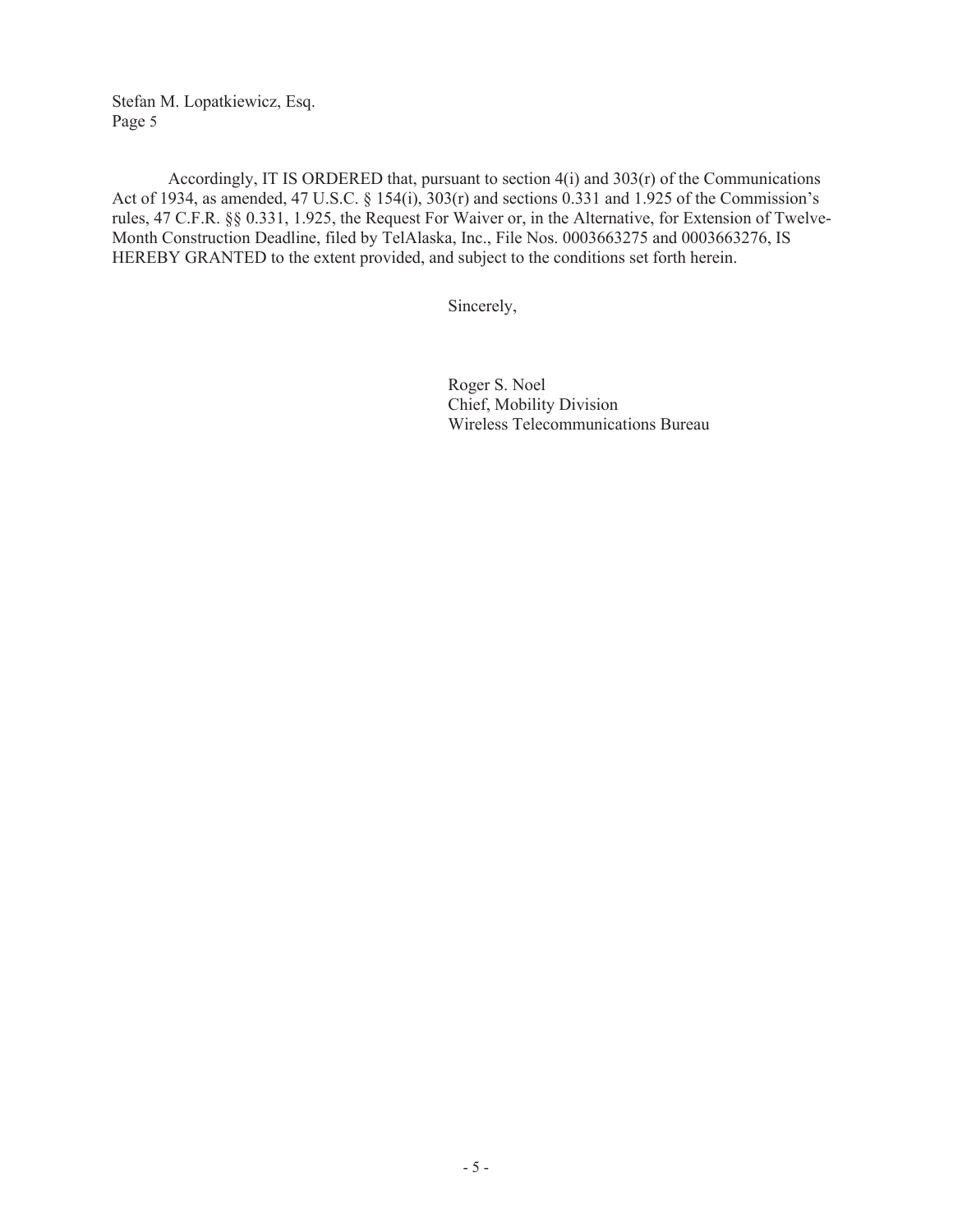Accordingly, IT IS ORDERED that, pursuant to section 4(i) and 303(r) of the Communications Act of 1934, as amended, 47 U.S.C. § 154(i), 303(r) and sections 0.331 and 1.925 of the Commission's rules, 47 C.F.R. §§ 0.331, 1.925, the Request For Waiver or, in the Alternative, for Extension of Twelve-Month Construction Deadline, filed by TelAlaska, Inc., File Nos. 0003663275 and 0003663276, IS HEREBY GRANTED to the extent provided, and subject to the conditions set forth herein.

Sincerely,

Roger S. Noel
Chief, Mobility Division
Wireless Telecommunications Bureau